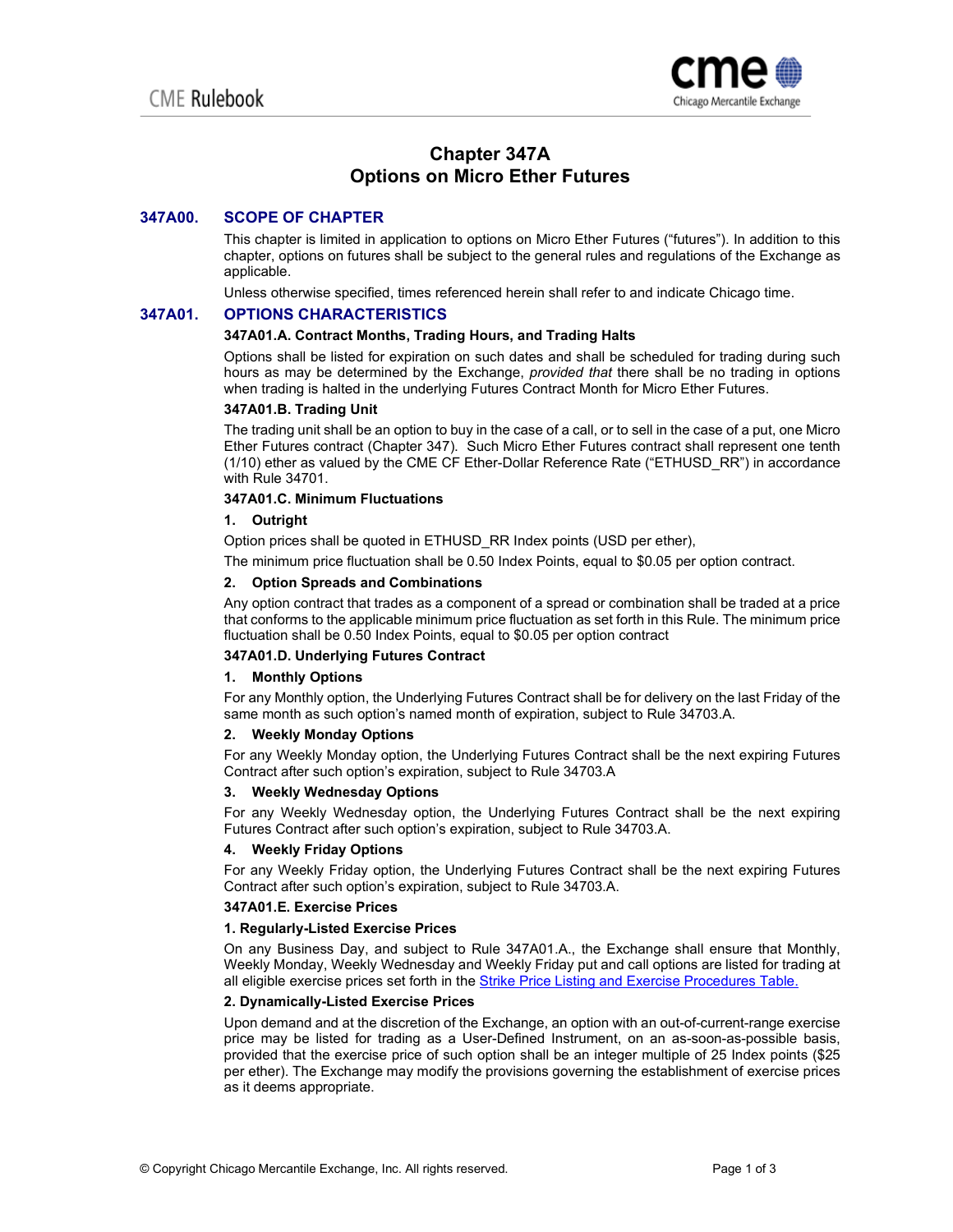# Chapter 347A
# Options on Micro Ether Futures

## 347A00. SCOPE OF CHAPTER

This chapter is limited in application to options on Micro Ether Futures ("futures"). In addition to this chapter, options on futures shall be subject to the general rules and regulations of the Exchange as applicable.

Unless otherwise specified, times referenced herein shall refer to and indicate Chicago time.

## 347A01. OPTIONS CHARACTERISTICS

### 347A01.A. Contract Months, Trading Hours, and Trading Halts

Options shall be listed for expiration on such dates and shall be scheduled for trading during such hours as may be determined by the Exchange, *provided that* there shall be no trading in options when trading is halted in the underlying Futures Contract Month for Micro Ether Futures.

### 347A01.B. Trading Unit

The trading unit shall be an option to buy in the case of a call, or to sell in the case of a put, one Micro Ether Futures contract (Chapter 347). Such Micro Ether Futures contract shall represent one tenth (1/10) ether as valued by the CME CF Ether-Dollar Reference Rate ("ETHUSD_RR") in accordance with Rule 34701.

### 347A01.C. Minimum Fluctuations

**1. Outright**

Option prices shall be quoted in ETHUSD_RR Index points (USD per ether),

The minimum price fluctuation shall be 0.50 Index Points, equal to $0.05 per option contract.

**2. Option Spreads and Combinations**

Any option contract that trades as a component of a spread or combination shall be traded at a price that conforms to the applicable minimum price fluctuation as set forth in this Rule. The minimum price fluctuation shall be 0.50 Index Points, equal to $0.05 per option contract

### 347A01.D. Underlying Futures Contract

**1. Monthly Options**

For any Monthly option, the Underlying Futures Contract shall be for delivery on the last Friday of the same month as such option's named month of expiration, subject to Rule 34703.A.

**2. Weekly Monday Options**

For any Weekly Monday option, the Underlying Futures Contract shall be the next expiring Futures Contract after such option's expiration, subject to Rule 34703.A

**3. Weekly Wednesday Options**

For any Weekly Wednesday option, the Underlying Futures Contract shall be the next expiring Futures Contract after such option's expiration, subject to Rule 34703.A.

**4. Weekly Friday Options**

For any Weekly Friday option, the Underlying Futures Contract shall be the next expiring Futures Contract after such option's expiration, subject to Rule 34703.A.

### 347A01.E. Exercise Prices

**1. Regularly-Listed Exercise Prices**

On any Business Day, and subject to Rule 347A01.A., the Exchange shall ensure that Monthly, Weekly Monday, Weekly Wednesday and Weekly Friday put and call options are listed for trading at all eligible exercise prices set forth in the Strike Price Listing and Exercise Procedures Table.

**2. Dynamically-Listed Exercise Prices**

Upon demand and at the discretion of the Exchange, an option with an out-of-current-range exercise price may be listed for trading as a User-Defined Instrument, on an as-soon-as-possible basis, provided that the exercise price of such option shall be an integer multiple of 25 Index points ($25 per ether). The Exchange may modify the provisions governing the establishment of exercise prices as it deems appropriate.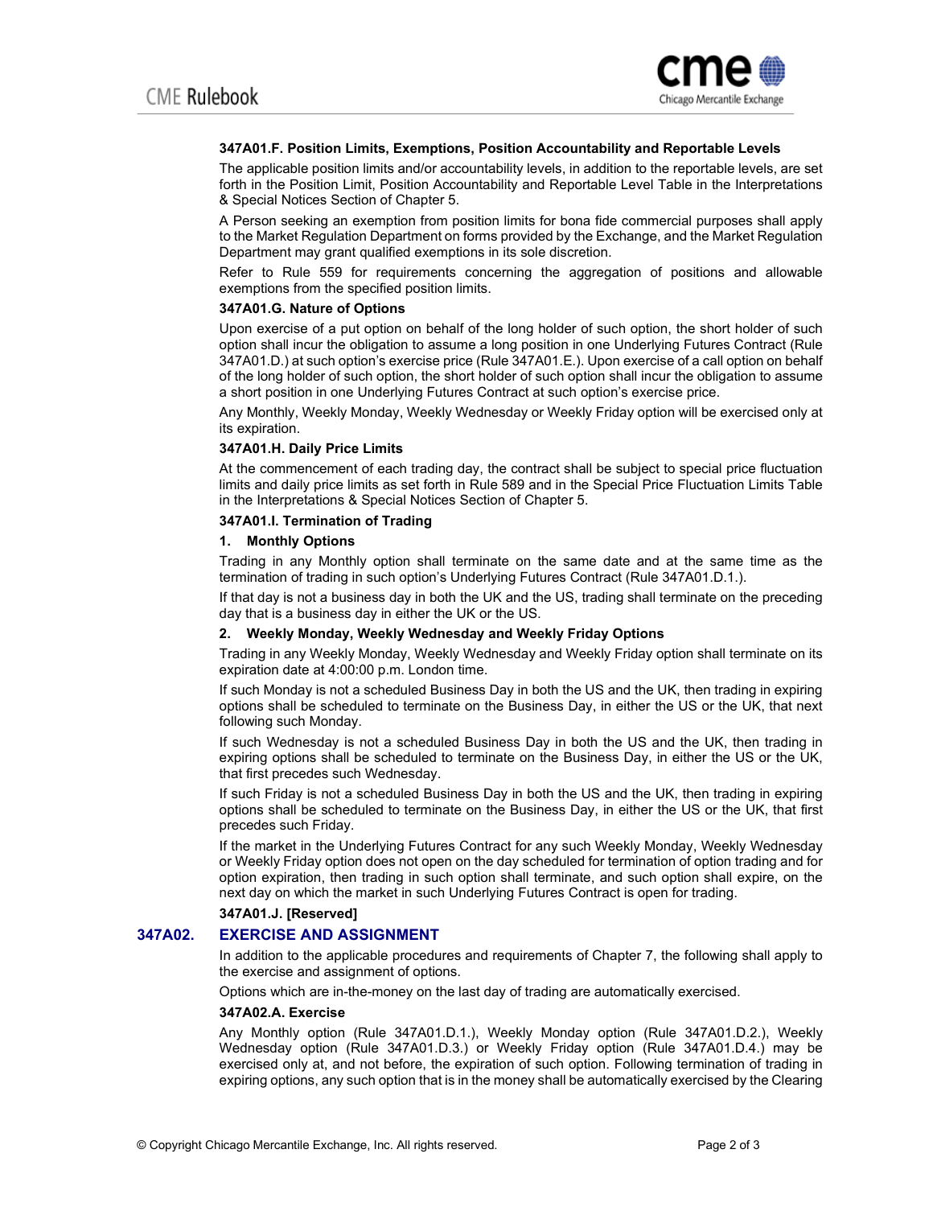#### 347A01.F. Position Limits, Exemptions, Position Accountability and Reportable Levels

The applicable position limits and/or accountability levels, in addition to the reportable levels, are set forth in the Position Limit, Position Accountability and Reportable Level Table in the Interpretations & Special Notices Section of Chapter 5.

A Person seeking an exemption from position limits for bona fide commercial purposes shall apply to the Market Regulation Department on forms provided by the Exchange, and the Market Regulation Department may grant qualified exemptions in its sole discretion.

Refer to Rule 559 for requirements concerning the aggregation of positions and allowable exemptions from the specified position limits.

#### 347A01.G. Nature of Options

Upon exercise of a put option on behalf of the long holder of such option, the short holder of such option shall incur the obligation to assume a long position in one Underlying Futures Contract (Rule 347A01.D.) at such option's exercise price (Rule 347A01.E.). Upon exercise of a call option on behalf of the long holder of such option, the short holder of such option shall incur the obligation to assume a short position in one Underlying Futures Contract at such option's exercise price.

Any Monthly, Weekly Monday, Weekly Wednesday or Weekly Friday option will be exercised only at its expiration.

#### 347A01.H. Daily Price Limits

At the commencement of each trading day, the contract shall be subject to special price fluctuation limits and daily price limits as set forth in Rule 589 and in the Special Price Fluctuation Limits Table in the Interpretations & Special Notices Section of Chapter 5.

#### 347A01.I. Termination of Trading

**1. Monthly Options**

Trading in any Monthly option shall terminate on the same date and at the same time as the termination of trading in such option's Underlying Futures Contract (Rule 347A01.D.1.).

If that day is not a business day in both the UK and the US, trading shall terminate on the preceding day that is a business day in either the UK or the US.

**2. Weekly Monday, Weekly Wednesday and Weekly Friday Options**

Trading in any Weekly Monday, Weekly Wednesday and Weekly Friday option shall terminate on its expiration date at 4:00:00 p.m. London time.

If such Monday is not a scheduled Business Day in both the US and the UK, then trading in expiring options shall be scheduled to terminate on the Business Day, in either the US or the UK, that next following such Monday.

If such Wednesday is not a scheduled Business Day in both the US and the UK, then trading in expiring options shall be scheduled to terminate on the Business Day, in either the US or the UK, that first precedes such Wednesday.

If such Friday is not a scheduled Business Day in both the US and the UK, then trading in expiring options shall be scheduled to terminate on the Business Day, in either the US or the UK, that first precedes such Friday.

If the market in the Underlying Futures Contract for any such Weekly Monday, Weekly Wednesday or Weekly Friday option does not open on the day scheduled for termination of option trading and for option expiration, then trading in such option shall terminate, and such option shall expire, on the next day on which the market in such Underlying Futures Contract is open for trading.

#### 347A01.J. [Reserved]

## 347A02. EXERCISE AND ASSIGNMENT

In addition to the applicable procedures and requirements of Chapter 7, the following shall apply to the exercise and assignment of options.

Options which are in-the-money on the last day of trading are automatically exercised.

#### 347A02.A. Exercise

Any Monthly option (Rule 347A01.D.1.), Weekly Monday option (Rule 347A01.D.2.), Weekly Wednesday option (Rule 347A01.D.3.) or Weekly Friday option (Rule 347A01.D.4.) may be exercised only at, and not before, the expiration of such option. Following termination of trading in expiring options, any such option that is in the money shall be automatically exercised by the Clearing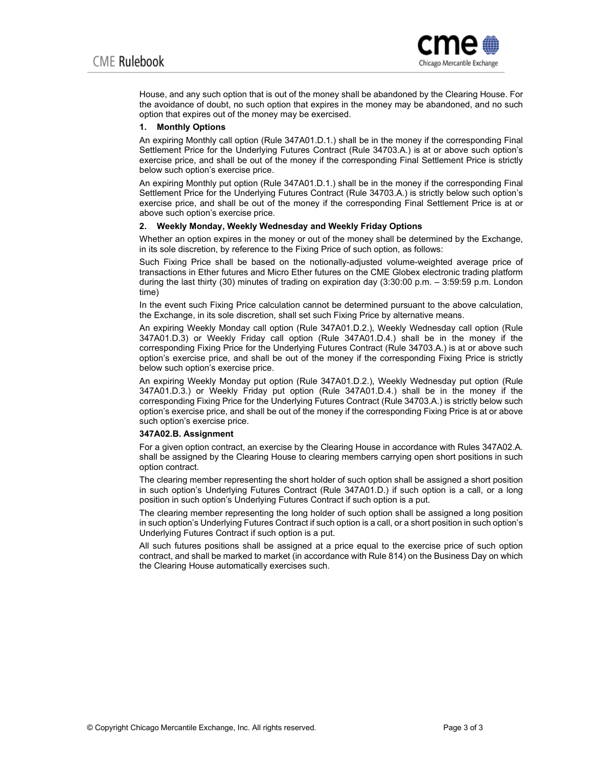House, and any such option that is out of the money shall be abandoned by the Clearing House. For the avoidance of doubt, no such option that expires in the money may be abandoned, and no such option that expires out of the money may be exercised.

**1. Monthly Options**

An expiring Monthly call option (Rule 347A01.D.1.) shall be in the money if the corresponding Final Settlement Price for the Underlying Futures Contract (Rule 34703.A.) is at or above such option's exercise price, and shall be out of the money if the corresponding Final Settlement Price is strictly below such option's exercise price.

An expiring Monthly put option (Rule 347A01.D.1.) shall be in the money if the corresponding Final Settlement Price for the Underlying Futures Contract (Rule 34703.A.) is strictly below such option's exercise price, and shall be out of the money if the corresponding Final Settlement Price is at or above such option's exercise price.

**2. Weekly Monday, Weekly Wednesday and Weekly Friday Options**

Whether an option expires in the money or out of the money shall be determined by the Exchange, in its sole discretion, by reference to the Fixing Price of such option, as follows:

Such Fixing Price shall be based on the notionally-adjusted volume-weighted average price of transactions in Ether futures and Micro Ether futures on the CME Globex electronic trading platform during the last thirty (30) minutes of trading on expiration day (3:30:00 p.m. – 3:59:59 p.m. London time)

In the event such Fixing Price calculation cannot be determined pursuant to the above calculation, the Exchange, in its sole discretion, shall set such Fixing Price by alternative means.

An expiring Weekly Monday call option (Rule 347A01.D.2.), Weekly Wednesday call option (Rule 347A01.D.3) or Weekly Friday call option (Rule 347A01.D.4.) shall be in the money if the corresponding Fixing Price for the Underlying Futures Contract (Rule 34703.A.) is at or above such option's exercise price, and shall be out of the money if the corresponding Fixing Price is strictly below such option's exercise price.

An expiring Weekly Monday put option (Rule 347A01.D.2.), Weekly Wednesday put option (Rule 347A01.D.3.) or Weekly Friday put option (Rule 347A01.D.4.) shall be in the money if the corresponding Fixing Price for the Underlying Futures Contract (Rule 34703.A.) is strictly below such option's exercise price, and shall be out of the money if the corresponding Fixing Price is at or above such option's exercise price.

**347A02.B. Assignment**

For a given option contract, an exercise by the Clearing House in accordance with Rules 347A02.A. shall be assigned by the Clearing House to clearing members carrying open short positions in such option contract.

The clearing member representing the short holder of such option shall be assigned a short position in such option's Underlying Futures Contract (Rule 347A01.D.) if such option is a call, or a long position in such option's Underlying Futures Contract if such option is a put.

The clearing member representing the long holder of such option shall be assigned a long position in such option's Underlying Futures Contract if such option is a call, or a short position in such option's Underlying Futures Contract if such option is a put.

All such futures positions shall be assigned at a price equal to the exercise price of such option contract, and shall be marked to market (in accordance with Rule 814) on the Business Day on which the Clearing House automatically exercises such.